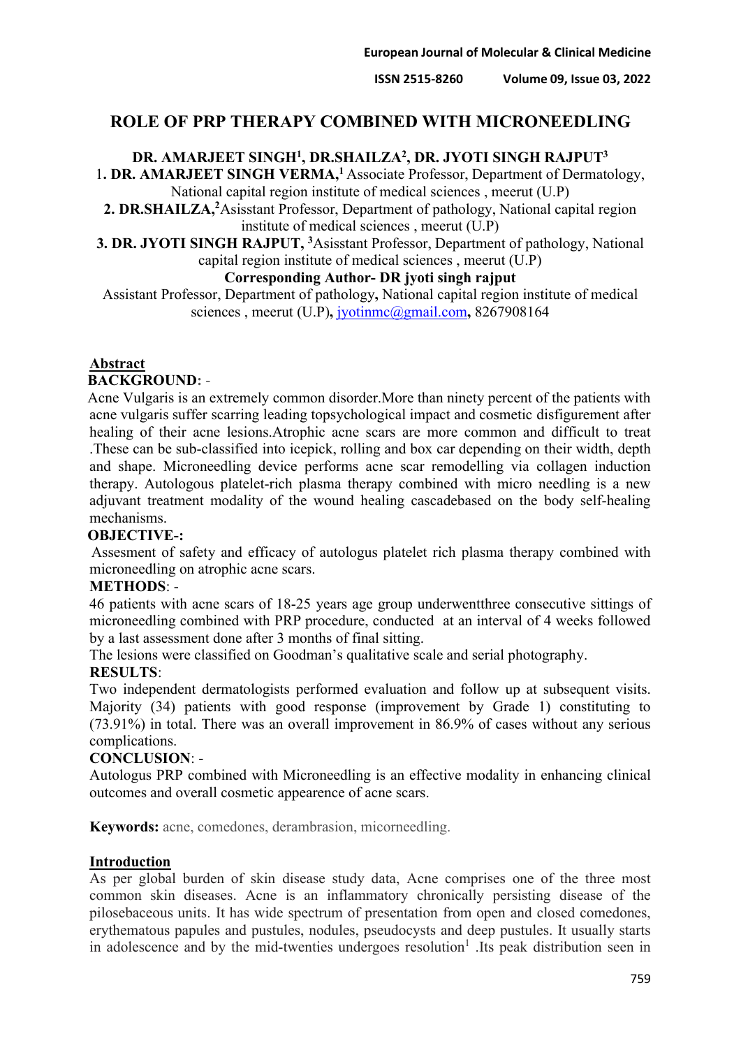# ROLE OF PRP THERAPY COMBINED WITH MICRONEEDLING

**DR. AMARJEET SINGH[1], DR.SHAILZA[2], DR. JYOTI SINGH RAJPUT[3]**

1**. DR. AMARJEET SINGH VERMA,[1]** Associate Professor, Department of Dermatology, National capital region institute of medical sciences , meerut (U.P)

**2. DR.SHAILZA,[2]**Asisstant Professor, Department of pathology, National capital region institute of medical sciences , meerut (U.P)

**3. DR. JYOTI SINGH RAJPUT, [3]**Asisstant Professor, Department of pathology, National capital region institute of medical sciences , meerut (U.P)

**Corresponding Author- DR jyoti singh rajput**

Assistant Professor, Department of pathology**,** National capital region institute of medical sciences , meerut (U.P)**,** jyotinmc@gmail.com**,** 8267908164

## Abstract

**BACKGROUND**: -

Acne Vulgaris is an extremely common disorder.More than ninety percent of the patients with acne vulgaris suffer scarring leading topsychological impact and cosmetic disfigurement after healing of their acne lesions.Atrophic acne scars are more common and difficult to treat .These can be sub-classified into icepick, rolling and box car depending on their width, depth and shape. Microneedling device performs acne scar remodelling via collagen induction therapy. Autologous platelet-rich plasma therapy combined with micro needling is a new adjuvant treatment modality of the wound healing cascadebased on the body self-healing mechanisms.

**OBJECTIVE-:**

Assesment of safety and efficacy of autologus platelet rich plasma therapy combined with microneedling on atrophic acne scars.

**METHODS**: -

46 patients with acne scars of 18-25 years age group underwentthree consecutive sittings of microneedling combined with PRP procedure, conducted at an interval of 4 weeks followed by a last assessment done after 3 months of final sitting.

The lesions were classified on Goodman's qualitative scale and serial photography.

**RESULTS**:

Two independent dermatologists performed evaluation and follow up at subsequent visits. Majority (34) patients with good response (improvement by Grade 1) constituting to (73.91%) in total. There was an overall improvement in 86.9% of cases without any serious complications.

**CONCLUSION**: -

Autologus PRP combined with Microneedling is an effective modality in enhancing clinical outcomes and overall cosmetic appearence of acne scars.

**Keywords:** acne, comedones, derambrasion, micorneedling.

## Introduction

As per global burden of skin disease study data, Acne comprises one of the three most common skin diseases. Acne is an inflammatory chronically persisting disease of the pilosebaceous units. It has wide spectrum of presentation from open and closed comedones, erythematous papules and pustules, nodules, pseudocysts and deep pustules. It usually starts in adolescence and by the mid-twenties undergoes resolution[1] .Its peak distribution seen in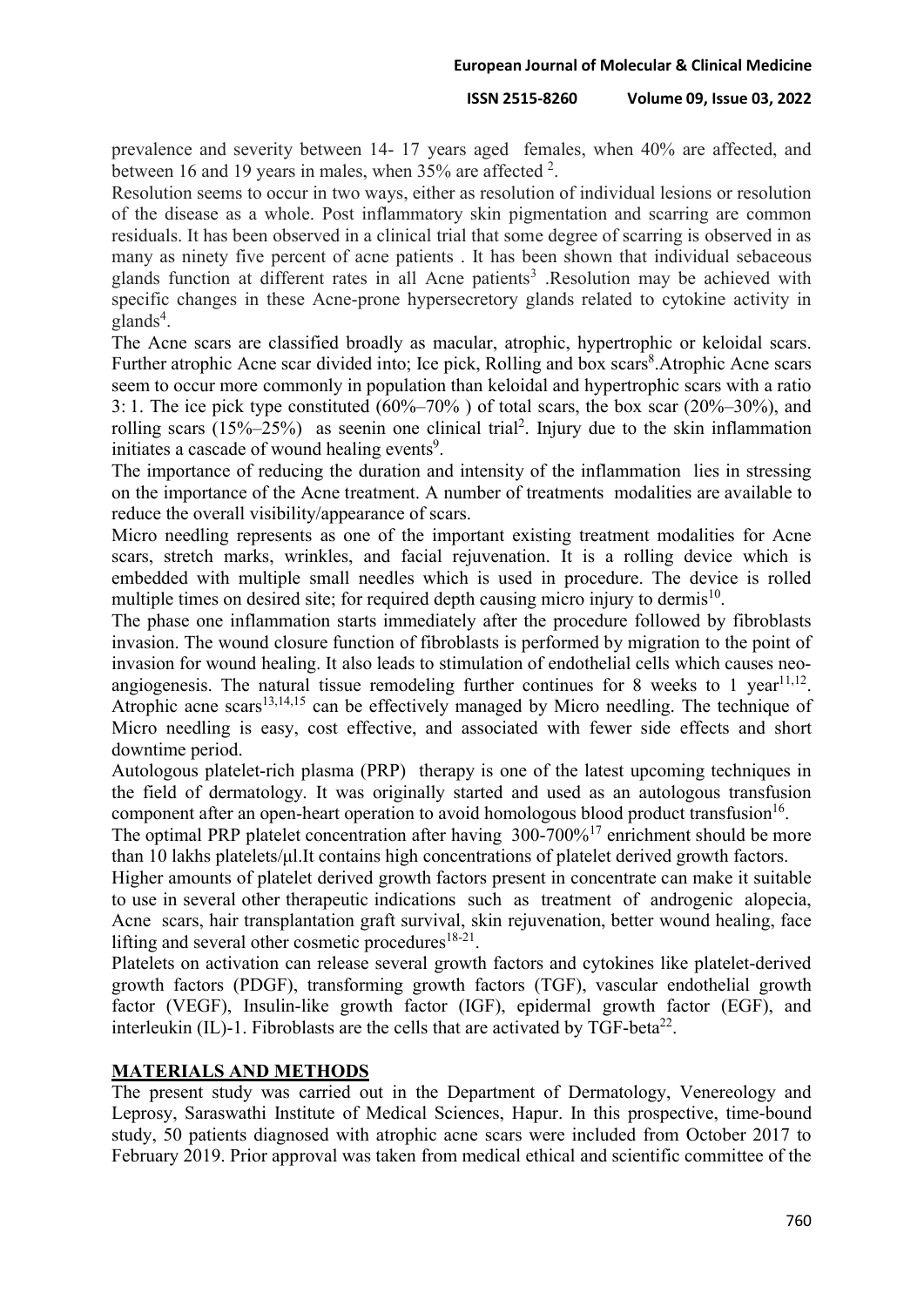prevalence and severity between 14- 17 years aged females, when 40% are affected, and between 16 and 19 years in males, when 35% are affected [2].

Resolution seems to occur in two ways, either as resolution of individual lesions or resolution of the disease as a whole. Post inflammatory skin pigmentation and scarring are common residuals. It has been observed in a clinical trial that some degree of scarring is observed in as many as ninety five percent of acne patients . It has been shown that individual sebaceous glands function at different rates in all Acne patients[3] .Resolution may be achieved with specific changes in these Acne-prone hypersecretory glands related to cytokine activity in glands[4].

The Acne scars are classified broadly as macular, atrophic, hypertrophic or keloidal scars. Further atrophic Acne scar divided into; Ice pick, Rolling and box scars[8].Atrophic Acne scars seem to occur more commonly in population than keloidal and hypertrophic scars with a ratio 3: 1. The ice pick type constituted (60%–70% ) of total scars, the box scar (20%–30%), and rolling scars (15%–25%) as seenin one clinical trial[2]. Injury due to the skin inflammation initiates a cascade of wound healing events[9].

The importance of reducing the duration and intensity of the inflammation lies in stressing on the importance of the Acne treatment. A number of treatments modalities are available to reduce the overall visibility/appearance of scars.

Micro needling represents as one of the important existing treatment modalities for Acne scars, stretch marks, wrinkles, and facial rejuvenation. It is a rolling device which is embedded with multiple small needles which is used in procedure. The device is rolled multiple times on desired site; for required depth causing micro injury to dermis[10].

The phase one inflammation starts immediately after the procedure followed by fibroblasts invasion. The wound closure function of fibroblasts is performed by migration to the point of invasion for wound healing. It also leads to stimulation of endothelial cells which causes neo-angiogenesis. The natural tissue remodeling further continues for 8 weeks to 1 year[11,12]. Atrophic acne scars[13,14,15] can be effectively managed by Micro needling. The technique of Micro needling is easy, cost effective, and associated with fewer side effects and short downtime period.

Autologous platelet-rich plasma (PRP) therapy is one of the latest upcoming techniques in the field of dermatology. It was originally started and used as an autologous transfusion component after an open-heart operation to avoid homologous blood product transfusion[16].

The optimal PRP platelet concentration after having 300-700%[17] enrichment should be more than 10 lakhs platelets/μl.It contains high concentrations of platelet derived growth factors.

Higher amounts of platelet derived growth factors present in concentrate can make it suitable to use in several other therapeutic indications such as treatment of androgenic alopecia, Acne scars, hair transplantation graft survival, skin rejuvenation, better wound healing, face lifting and several other cosmetic procedures[18-21].

Platelets on activation can release several growth factors and cytokines like platelet-derived growth factors (PDGF), transforming growth factors (TGF), vascular endothelial growth factor (VEGF), Insulin-like growth factor (IGF), epidermal growth factor (EGF), and interleukin (IL)-1. Fibroblasts are the cells that are activated by TGF-beta[22].

## MATERIALS AND METHODS

The present study was carried out in the Department of Dermatology, Venereology and Leprosy, Saraswathi Institute of Medical Sciences, Hapur. In this prospective, time-bound study, 50 patients diagnosed with atrophic acne scars were included from October 2017 to February 2019. Prior approval was taken from medical ethical and scientific committee of the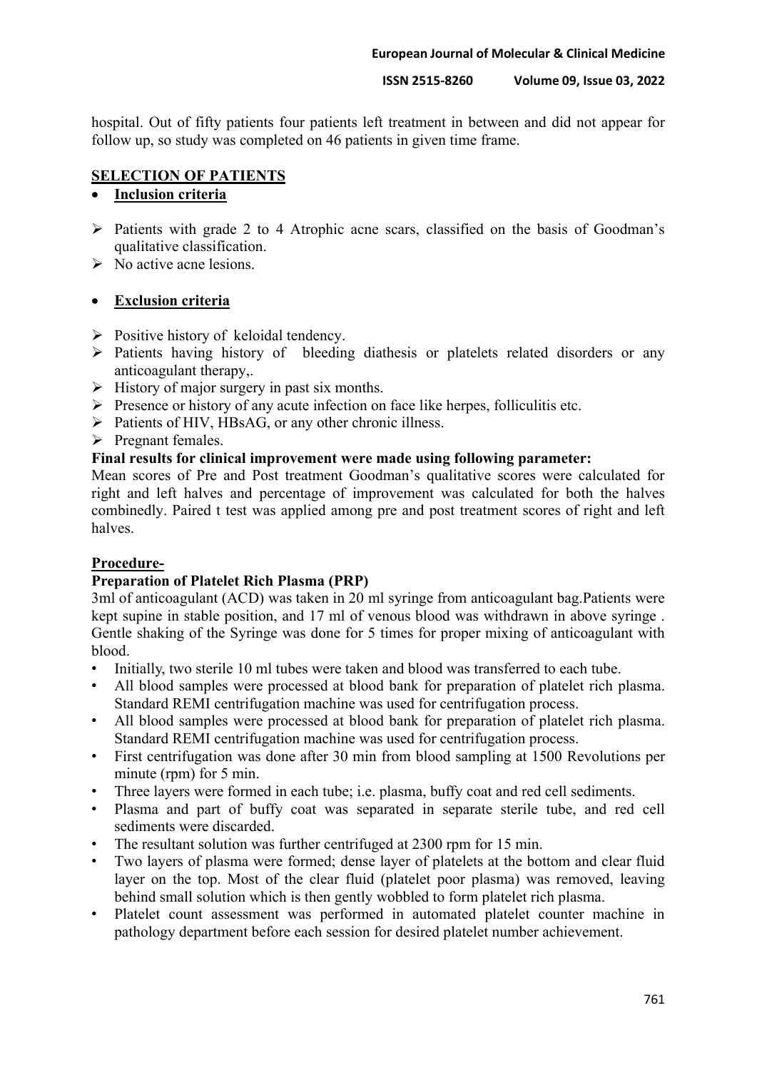hospital. Out of fifty patients four patients left treatment in between and did not appear for follow up, so study was completed on 46 patients in given time frame.

## SELECTION OF PATIENTS

- **Inclusion criteria**

- Patients with grade 2 to 4 Atrophic acne scars, classified on the basis of Goodman's qualitative classification.
- No active acne lesions.

- **Exclusion criteria**

- Positive history of keloidal tendency.
- Patients having history of bleeding diathesis or platelets related disorders or any anticoagulant therapy,.
- History of major surgery in past six months.
- Presence or history of any acute infection on face like herpes, folliculitis etc.
- Patients of HIV, HBsAG, or any other chronic illness.
- Pregnant females.

**Final results for clinical improvement were made using following parameter:**

Mean scores of Pre and Post treatment Goodman's qualitative scores were calculated for right and left halves and percentage of improvement was calculated for both the halves combinedly. Paired t test was applied among pre and post treatment scores of right and left halves.

## Procedure-

**Preparation of Platelet Rich Plasma (PRP)**

3ml of anticoagulant (ACD) was taken in 20 ml syringe from anticoagulant bag.Patients were kept supine in stable position, and 17 ml of venous blood was withdrawn in above syringe . Gentle shaking of the Syringe was done for 5 times for proper mixing of anticoagulant with blood.

- Initially, two sterile 10 ml tubes were taken and blood was transferred to each tube.
- All blood samples were processed at blood bank for preparation of platelet rich plasma. Standard REMI centrifugation machine was used for centrifugation process.
- All blood samples were processed at blood bank for preparation of platelet rich plasma. Standard REMI centrifugation machine was used for centrifugation process.
- First centrifugation was done after 30 min from blood sampling at 1500 Revolutions per minute (rpm) for 5 min.
- Three layers were formed in each tube; i.e. plasma, buffy coat and red cell sediments.
- Plasma and part of buffy coat was separated in separate sterile tube, and red cell sediments were discarded.
- The resultant solution was further centrifuged at 2300 rpm for 15 min.
- Two layers of plasma were formed; dense layer of platelets at the bottom and clear fluid layer on the top. Most of the clear fluid (platelet poor plasma) was removed, leaving behind small solution which is then gently wobbled to form platelet rich plasma.
- Platelet count assessment was performed in automated platelet counter machine in pathology department before each session for desired platelet number achievement.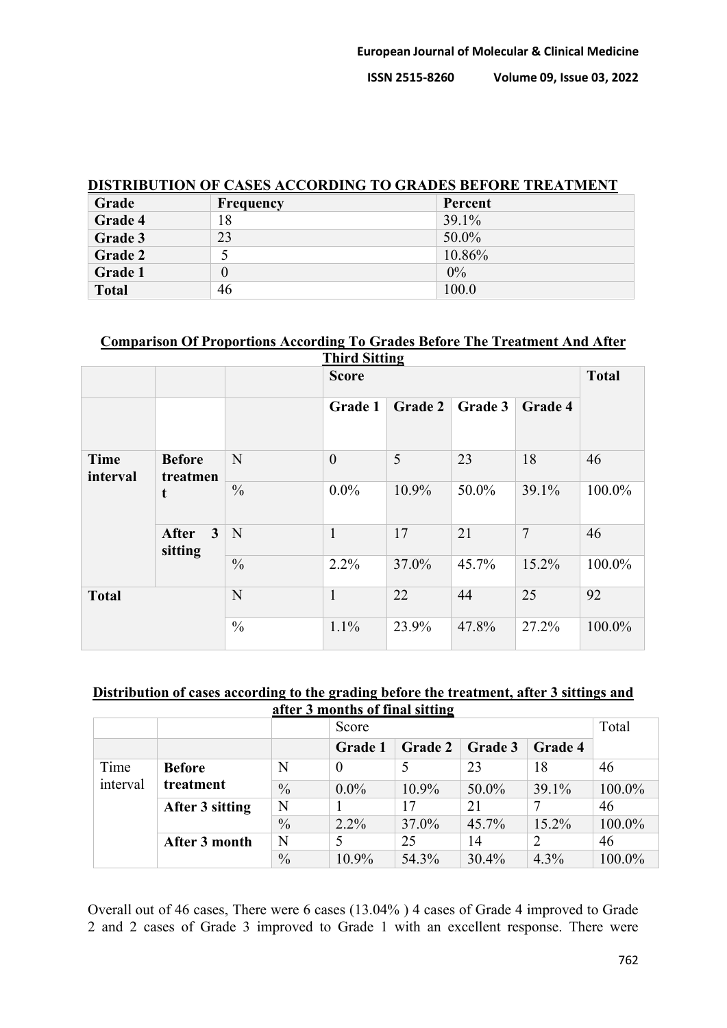**DISTRIBUTION OF CASES ACCORDING TO GRADES BEFORE TREATMENT**

| Grade | Frequency | Percent |
|---|---|---|
| **Grade 4** | 18 | 39.1% |
| **Grade 3** | 23 | 50.0% |
| **Grade 2** | 5 | 10.86% |
| **Grade 1** | 0 | 0% |
| **Total** | 46 | 100.0 |

**Comparison Of Proportions According To Grades Before The Treatment And After Third Sitting**

| | | | Score | | | | Total |
|---|---|---|---|---|---|---|---|
| | | | **Grade 1** | **Grade 2** | **Grade 3** | **Grade 4** | |
| **Time interval** | **Before treatment** | N | 0 | 5 | 23 | 18 | 46 |
| | | % | 0.0% | 10.9% | 50.0% | 39.1% | 100.0% |
| | **After 3 sitting** | N | 1 | 17 | 21 | 7 | 46 |
| | | % | 2.2% | 37.0% | 45.7% | 15.2% | 100.0% |
| **Total** | | N | 1 | 22 | 44 | 25 | 92 |
| | | % | 1.1% | 23.9% | 47.8% | 27.2% | 100.0% |

**Distribution of cases according to the grading before the treatment, after 3 sittings and after 3 months of final sitting**

| | | | Score | | | | Total |
|---|---|---|---|---|---|---|---|
| | | | **Grade 1** | **Grade 2** | **Grade 3** | **Grade 4** | |
| Time interval | **Before treatment** | N | 0 | 5 | 23 | 18 | 46 |
| | | % | 0.0% | 10.9% | 50.0% | 39.1% | 100.0% |
| | **After 3 sitting** | N | 1 | 17 | 21 | 7 | 46 |
| | | % | 2.2% | 37.0% | 45.7% | 15.2% | 100.0% |
| | **After 3 month** | N | 5 | 25 | 14 | 2 | 46 |
| | | % | 10.9% | 54.3% | 30.4% | 4.3% | 100.0% |

Overall out of 46 cases, There were 6 cases (13.04% ) 4 cases of Grade 4 improved to Grade 2 and 2 cases of Grade 3 improved to Grade 1 with an excellent response. There were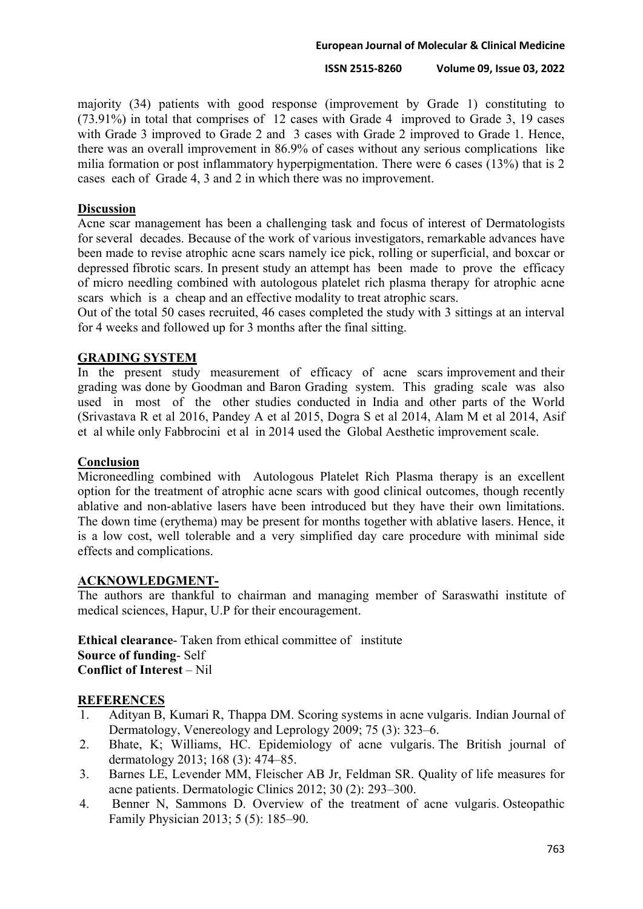majority (34) patients with good response (improvement by Grade 1) constituting to (73.91%) in total that comprises of 12 cases with Grade 4 improved to Grade 3, 19 cases with Grade 3 improved to Grade 2 and 3 cases with Grade 2 improved to Grade 1. Hence, there was an overall improvement in 86.9% of cases without any serious complications like milia formation or post inflammatory hyperpigmentation. There were 6 cases (13%) that is 2 cases each of Grade 4, 3 and 2 in which there was no improvement.

## Discussion

Acne scar management has been a challenging task and focus of interest of Dermatologists for several decades. Because of the work of various investigators, remarkable advances have been made to revise atrophic acne scars namely ice pick, rolling or superficial, and boxcar or depressed fibrotic scars. In present study an attempt has been made to prove the efficacy of micro needling combined with autologous platelet rich plasma therapy for atrophic acne scars which is a cheap and an effective modality to treat atrophic scars.

Out of the total 50 cases recruited, 46 cases completed the study with 3 sittings at an interval for 4 weeks and followed up for 3 months after the final sitting.

## GRADING SYSTEM

In the present study measurement of efficacy of acne scars improvement and their grading was done by Goodman and Baron Grading system. This grading scale was also used in most of the other studies conducted in India and other parts of the World (Srivastava R et al 2016, Pandey A et al 2015, Dogra S et al 2014, Alam M et al 2014, Asif et al while only Fabbrocini et al in 2014 used the Global Aesthetic improvement scale.

## Conclusion

Microneedling combined with Autologous Platelet Rich Plasma therapy is an excellent option for the treatment of atrophic acne scars with good clinical outcomes, though recently ablative and non-ablative lasers have been introduced but they have their own limitations. The down time (erythema) may be present for months together with ablative lasers. Hence, it is a low cost, well tolerable and a very simplified day care procedure with minimal side effects and complications.

## ACKNOWLEDGMENT-

The authors are thankful to chairman and managing member of Saraswathi institute of medical sciences, Hapur, U.P for their encouragement.

**Ethical clearance**- Taken from ethical committee of institute
**Source of funding**- Self
**Conflict of Interest** – Nil

## REFERENCES

1. Adityan B, Kumari R, Thappa DM. Scoring systems in acne vulgaris. Indian Journal of Dermatology, Venereology and Leprology 2009; 75 (3): 323–6.
2. Bhate, K; Williams, HC. Epidemiology of acne vulgaris. The British journal of dermatology 2013; 168 (3): 474–85.
3. Barnes LE, Levender MM, Fleischer AB Jr, Feldman SR. Quality of life measures for acne patients. Dermatologic Clinics 2012; 30 (2): 293–300.
4. Benner N, Sammons D. Overview of the treatment of acne vulgaris. Osteopathic Family Physician 2013; 5 (5): 185–90.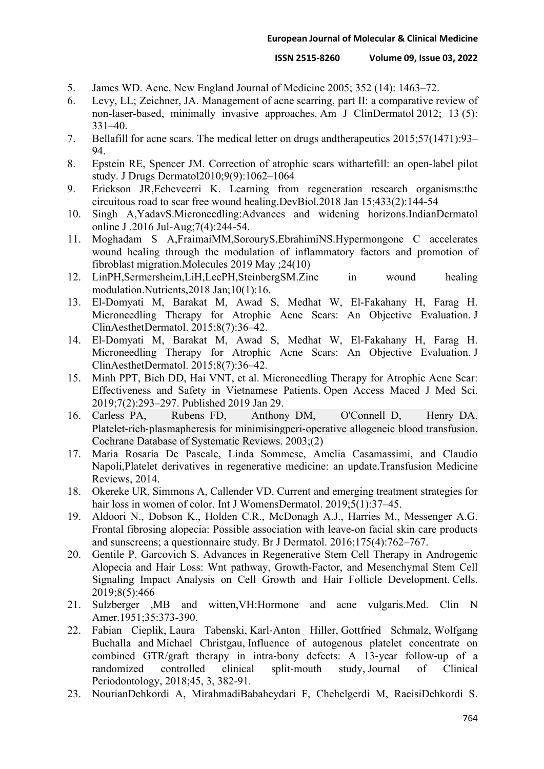5. James WD. Acne. New England Journal of Medicine 2005; 352 (14): 1463–72.
6. Levy, LL; Zeichner, JA. Management of acne scarring, part II: a comparative review of non-laser-based, minimally invasive approaches. Am J ClinDermatol 2012; 13 (5): 331–40.
7. Bellafill for acne scars. The medical letter on drugs andtherapeutics 2015;57(1471):93–94.
8. Epstein RE, Spencer JM. Correction of atrophic scars withartefill: an open-label pilot study. J Drugs Dermatol2010;9(9):1062–1064
9. Erickson JR,Echeveerri K. Learning from regeneration research organisms:the circuitous road to scar free wound healing.DevBiol.2018 Jan 15;433(2):144-54
10. Singh A,YadavS.Microneedling:Advances and widening horizons.IndianDermatol online J .2016 Jul-Aug;7(4):244-54.
11. Moghadam S A,FraimaiMM,SorouryS,EbrahimiNS.Hypermongone C accelerates wound healing through the modulation of inflammatory factors and promotion of fibroblast migration.Molecules 2019 May ;24(10)
12. LinPH,Sermersheim,LiH,LeePH,SteinbergSM.Zinc in wound healing modulation.Nutrients,2018 Jan;10(1):16.
13. El-Domyati M, Barakat M, Awad S, Medhat W, El-Fakahany H, Farag H. Microneedling Therapy for Atrophic Acne Scars: An Objective Evaluation. J ClinAesthetDermatol. 2015;8(7):36–42.
14. El-Domyati M, Barakat M, Awad S, Medhat W, El-Fakahany H, Farag H. Microneedling Therapy for Atrophic Acne Scars: An Objective Evaluation. J ClinAesthetDermatol. 2015;8(7):36–42.
15. Minh PPT, Bich DD, Hai VNT, et al. Microneedling Therapy for Atrophic Acne Scar: Effectiveness and Safety in Vietnamese Patients. Open Access Maced J Med Sci. 2019;7(2):293–297. Published 2019 Jan 29.
16. Carless PA, Rubens FD, Anthony DM, O'Connell D, Henry DA. Platelet‐rich‐plasmapheresis for minimisingperi‐operative allogeneic blood transfusion. Cochrane Database of Systematic Reviews. 2003;(2)
17. Maria Rosaria De Pascale, Linda Sommese, Amelia Casamassimi, and Claudio Napoli,Platelet derivatives in regenerative medicine: an update.Transfusion Medicine Reviews, 2014.
18. Okereke UR, Simmons A, Callender VD. Current and emerging treatment strategies for hair loss in women of color. Int J WomensDermatol. 2019;5(1):37–45.
19. Aldoori N., Dobson K., Holden C.R., McDonagh A.J., Harries M., Messenger A.G. Frontal fibrosing alopecia: Possible association with leave-on facial skin care products and sunscreens; a questionnaire study. Br J Dermatol. 2016;175(4):762–767.
20. Gentile P, Garcovich S. Advances in Regenerative Stem Cell Therapy in Androgenic Alopecia and Hair Loss: Wnt pathway, Growth-Factor, and Mesenchymal Stem Cell Signaling Impact Analysis on Cell Growth and Hair Follicle Development. Cells. 2019;8(5):466
21. Sulzberger ,MB and witten,VH:Hormone and acne vulgaris.Med. Clin N Amer.1951;35:373-390.
22. Fabian Cieplik, Laura Tabenski, Karl‐Anton Hiller, Gottfried Schmalz, Wolfgang Buchalla and Michael Christgau, Influence of autogenous platelet concentrate on combined GTR/graft therapy in intra‐bony defects: A 13‐year follow‐up of a randomized controlled clinical split‐mouth study, Journal of Clinical Periodontology, 2018;45, 3, 382-91.
23. NourianDehkordi A, MirahmadiBabaheydari F, Chehelgerdi M, RaeisiDehkordi S.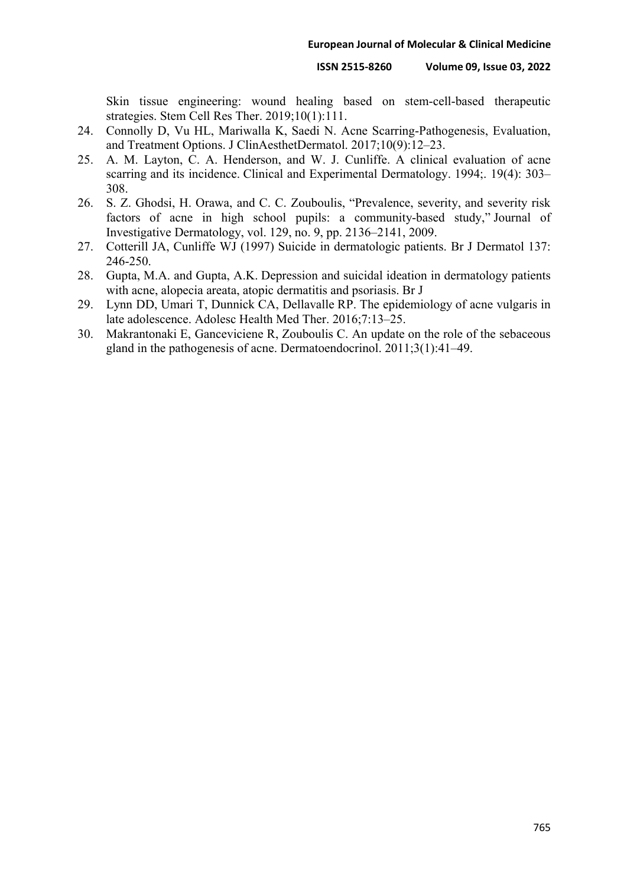Skin tissue engineering: wound healing based on stem-cell-based therapeutic strategies. Stem Cell Res Ther. 2019;10(1):111.

24. Connolly D, Vu HL, Mariwalla K, Saedi N. Acne Scarring-Pathogenesis, Evaluation, and Treatment Options. J ClinAesthetDermatol. 2017;10(9):12–23.
25. A. M. Layton, C. A. Henderson, and W. J. Cunliffe. A clinical evaluation of acne scarring and its incidence. Clinical and Experimental Dermatology. 1994;. 19(4): 303–308.
26. S. Z. Ghodsi, H. Orawa, and C. C. Zouboulis, "Prevalence, severity, and severity risk factors of acne in high school pupils: a community-based study," Journal of Investigative Dermatology, vol. 129, no. 9, pp. 2136–2141, 2009.
27. Cotterill JA, Cunliffe WJ (1997) Suicide in dermatologic patients. Br J Dermatol 137: 246-250.
28. Gupta, M.A. and Gupta, A.K. Depression and suicidal ideation in dermatology patients with acne, alopecia areata, atopic dermatitis and psoriasis. Br J
29. Lynn DD, Umari T, Dunnick CA, Dellavalle RP. The epidemiology of acne vulgaris in late adolescence. Adolesc Health Med Ther. 2016;7:13–25.
30. Makrantonaki E, Ganceviciene R, Zouboulis C. An update on the role of the sebaceous gland in the pathogenesis of acne. Dermatoendocrinol. 2011;3(1):41–49.